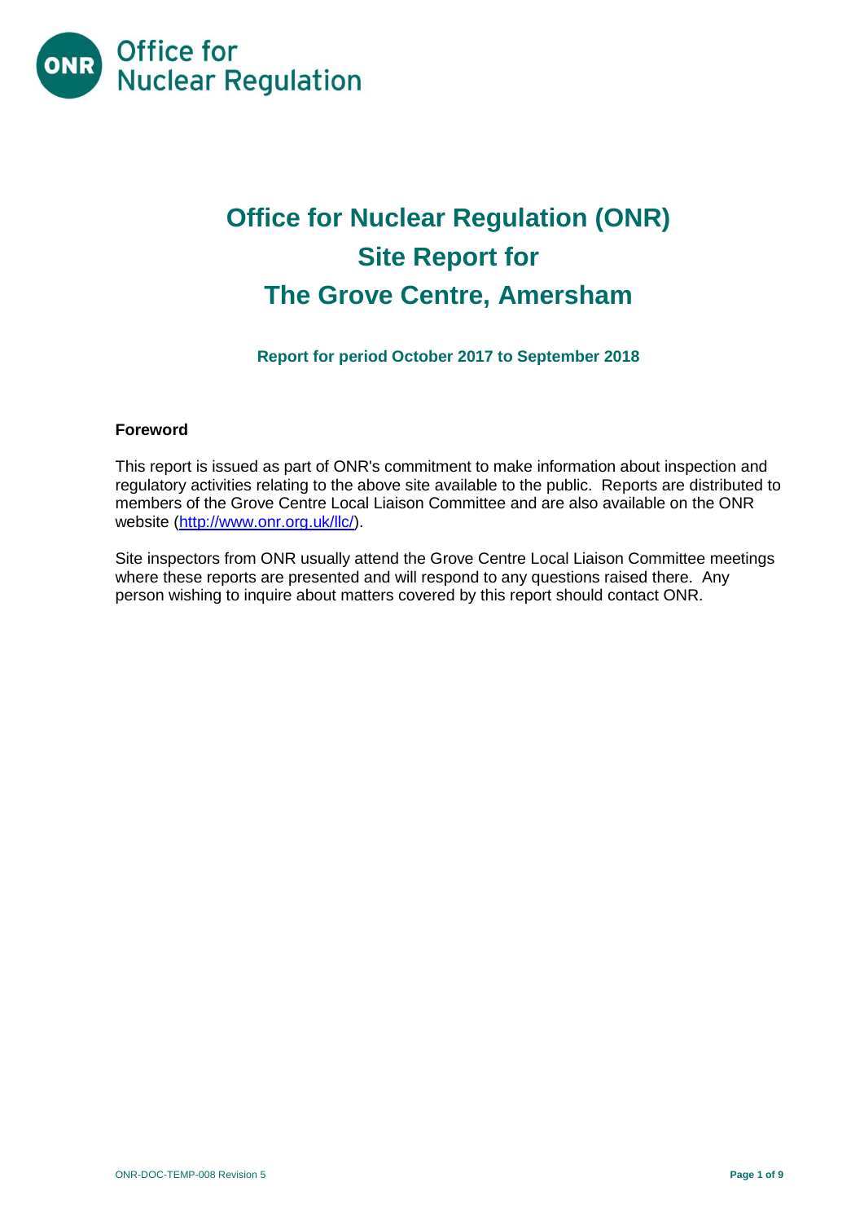# Office for Nuclear Regulation (ONR) Site Report for The Grove Centre, Amersham

**Report for period October 2017 to September 2018**

### Foreword

This report is issued as part of ONR's commitment to make information about inspection and regulatory activities relating to the above site available to the public. Reports are distributed to members of the Grove Centre Local Liaison Committee and are also available on the ONR website (http://www.onr.org.uk/llc/).

Site inspectors from ONR usually attend the Grove Centre Local Liaison Committee meetings where these reports are presented and will respond to any questions raised there. Any person wishing to inquire about matters covered by this report should contact ONR.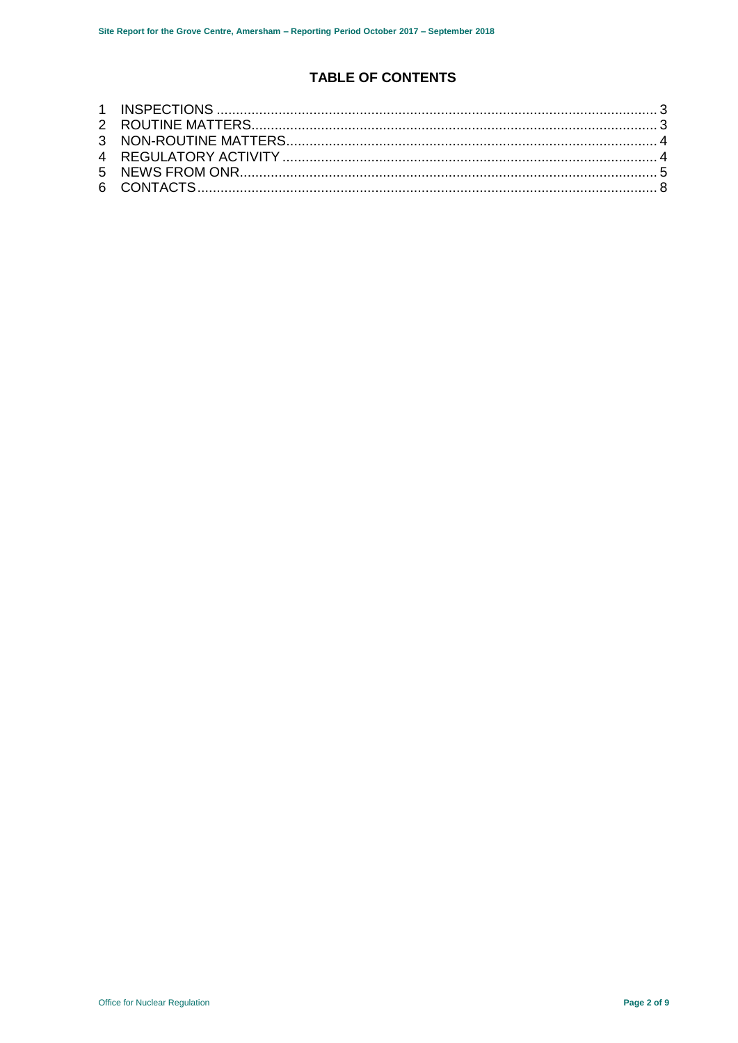## TABLE OF CONTENTS

1 INSPECTIONS .......... 3
2 ROUTINE MATTERS .......... 3
3 NON-ROUTINE MATTERS .......... 4
4 REGULATORY ACTIVITY .......... 4
5 NEWS FROM ONR .......... 5
6 CONTACTS .......... 8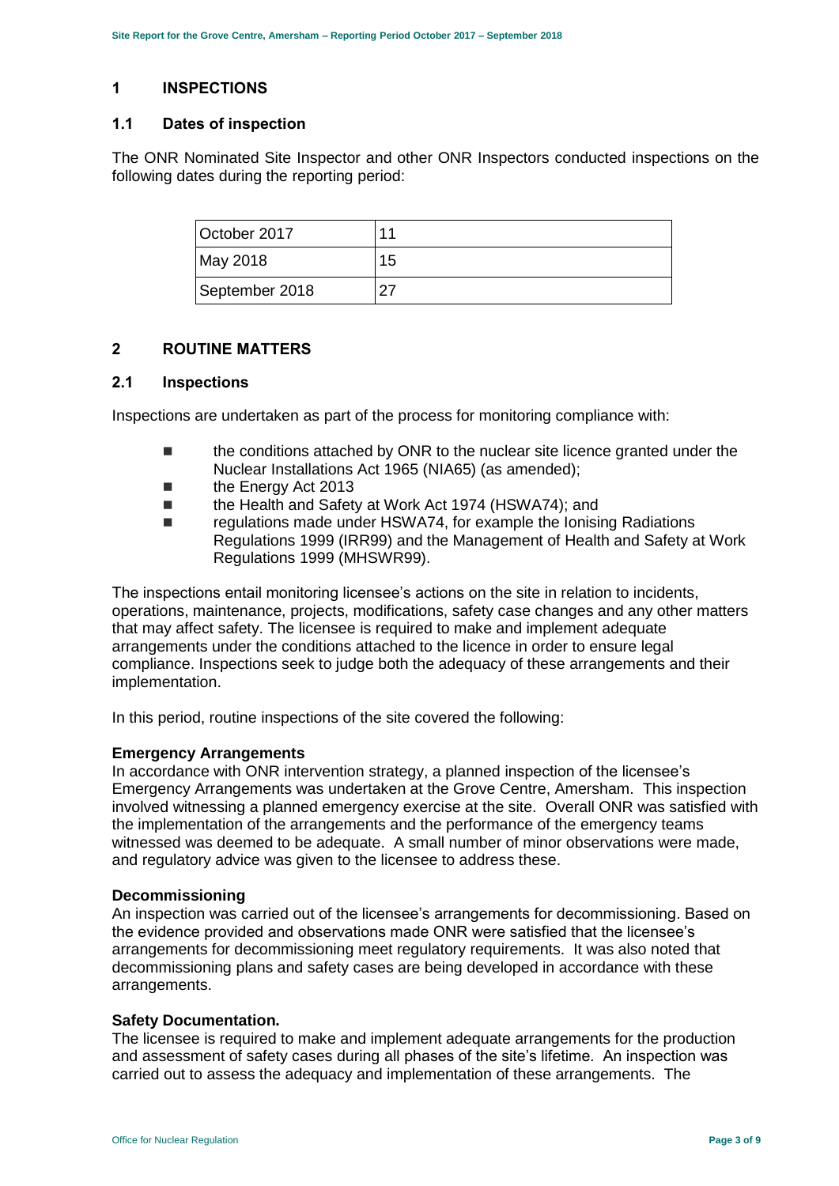## 1 INSPECTIONS

### 1.1 Dates of inspection

The ONR Nominated Site Inspector and other ONR Inspectors conducted inspections on the following dates during the reporting period:

| | |
|---|---|
| October 2017 | 11 |
| May 2018 | 15 |
| September 2018 | 27 |

## 2 ROUTINE MATTERS

### 2.1 Inspections

Inspections are undertaken as part of the process for monitoring compliance with:

- the conditions attached by ONR to the nuclear site licence granted under the Nuclear Installations Act 1965 (NIA65) (as amended);
- the Energy Act 2013
- the Health and Safety at Work Act 1974 (HSWA74); and
- regulations made under HSWA74, for example the Ionising Radiations Regulations 1999 (IRR99) and the Management of Health and Safety at Work Regulations 1999 (MHSWR99).

The inspections entail monitoring licensee's actions on the site in relation to incidents, operations, maintenance, projects, modifications, safety case changes and any other matters that may affect safety. The licensee is required to make and implement adequate arrangements under the conditions attached to the licence in order to ensure legal compliance. Inspections seek to judge both the adequacy of these arrangements and their implementation.

In this period, routine inspections of the site covered the following:

**Emergency Arrangements**
In accordance with ONR intervention strategy, a planned inspection of the licensee's Emergency Arrangements was undertaken at the Grove Centre, Amersham. This inspection involved witnessing a planned emergency exercise at the site. Overall ONR was satisfied with the implementation of the arrangements and the performance of the emergency teams witnessed was deemed to be adequate. A small number of minor observations were made, and regulatory advice was given to the licensee to address these.

**Decommissioning**
An inspection was carried out of the licensee's arrangements for decommissioning. Based on the evidence provided and observations made ONR were satisfied that the licensee's arrangements for decommissioning meet regulatory requirements. It was also noted that decommissioning plans and safety cases are being developed in accordance with these arrangements.

**Safety Documentation.**
The licensee is required to make and implement adequate arrangements for the production and assessment of safety cases during all phases of the site's lifetime. An inspection was carried out to assess the adequacy and implementation of these arrangements. The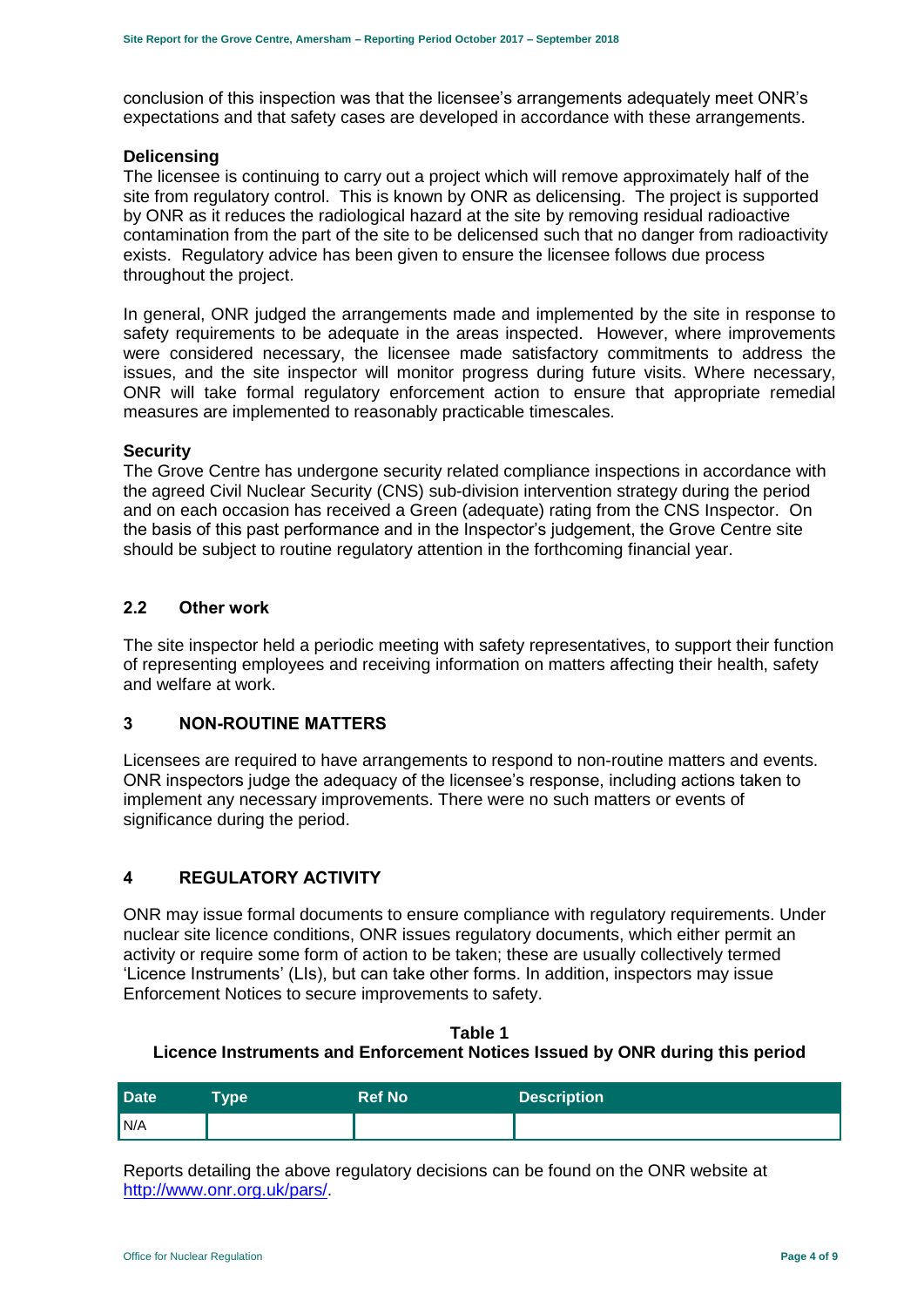conclusion of this inspection was that the licensee's arrangements adequately meet ONR's expectations and that safety cases are developed in accordance with these arrangements.

**Delicensing**

The licensee is continuing to carry out a project which will remove approximately half of the site from regulatory control. This is known by ONR as delicensing. The project is supported by ONR as it reduces the radiological hazard at the site by removing residual radioactive contamination from the part of the site to be delicensed such that no danger from radioactivity exists. Regulatory advice has been given to ensure the licensee follows due process throughout the project.

In general, ONR judged the arrangements made and implemented by the site in response to safety requirements to be adequate in the areas inspected. However, where improvements were considered necessary, the licensee made satisfactory commitments to address the issues, and the site inspector will monitor progress during future visits. Where necessary, ONR will take formal regulatory enforcement action to ensure that appropriate remedial measures are implemented to reasonably practicable timescales.

**Security**

The Grove Centre has undergone security related compliance inspections in accordance with the agreed Civil Nuclear Security (CNS) sub-division intervention strategy during the period and on each occasion has received a Green (adequate) rating from the CNS Inspector. On the basis of this past performance and in the Inspector's judgement, the Grove Centre site should be subject to routine regulatory attention in the forthcoming financial year.

### 2.2 Other work

The site inspector held a periodic meeting with safety representatives, to support their function of representing employees and receiving information on matters affecting their health, safety and welfare at work.

## 3 NON-ROUTINE MATTERS

Licensees are required to have arrangements to respond to non-routine matters and events. ONR inspectors judge the adequacy of the licensee's response, including actions taken to implement any necessary improvements. There were no such matters or events of significance during the period.

## 4 REGULATORY ACTIVITY

ONR may issue formal documents to ensure compliance with regulatory requirements. Under nuclear site licence conditions, ONR issues regulatory documents, which either permit an activity or require some form of action to be taken; these are usually collectively termed 'Licence Instruments' (LIs), but can take other forms. In addition, inspectors may issue Enforcement Notices to secure improvements to safety.

**Table 1**
**Licence Instruments and Enforcement Notices Issued by ONR during this period**

| Date | Type | Ref No | Description |
|---|---|---|---|
| N/A | | | |

Reports detailing the above regulatory decisions can be found on the ONR website at http://www.onr.org.uk/pars/.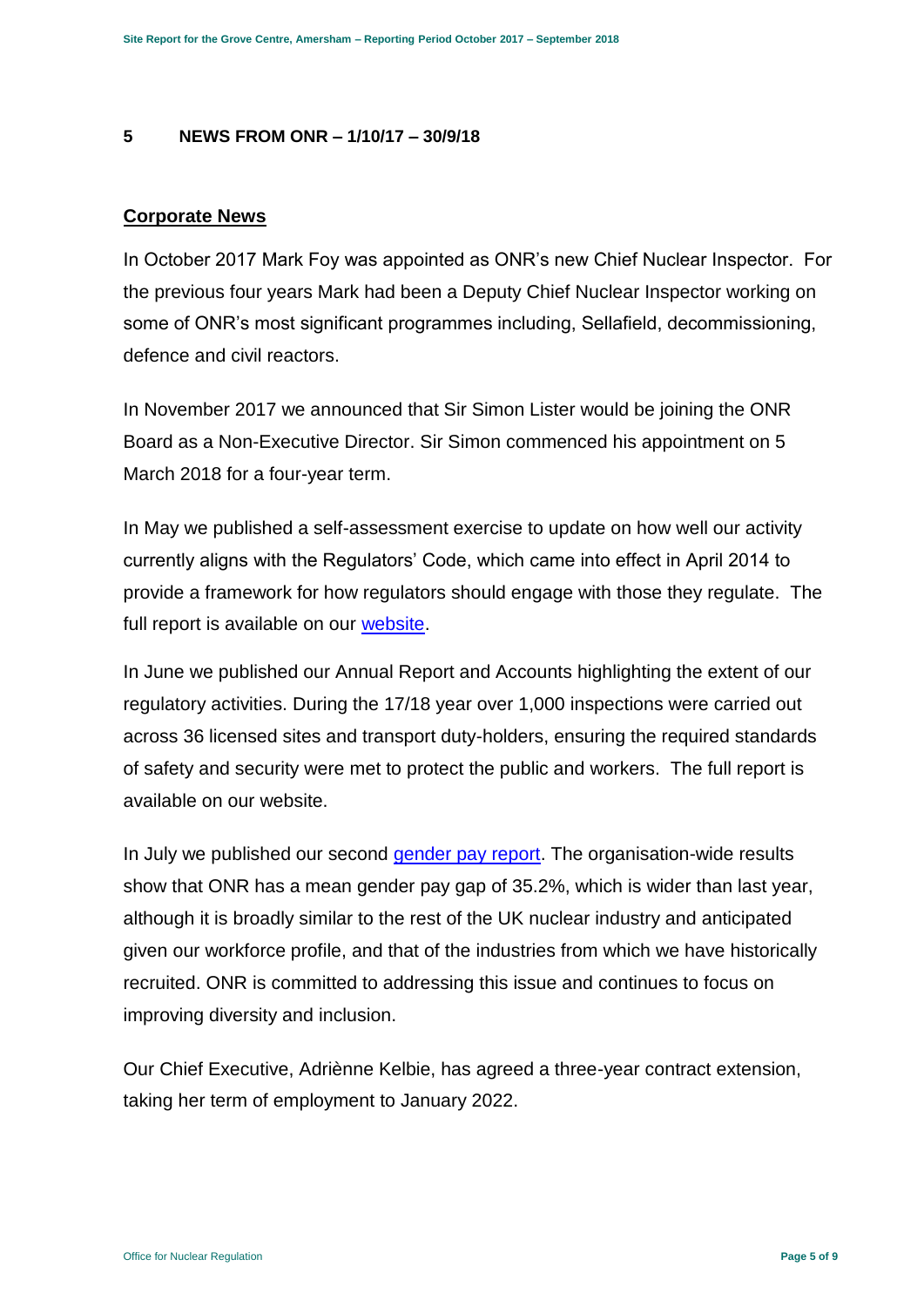## 5 NEWS FROM ONR – 1/10/17 – 30/9/18

### Corporate News

In October 2017 Mark Foy was appointed as ONR's new Chief Nuclear Inspector. For the previous four years Mark had been a Deputy Chief Nuclear Inspector working on some of ONR's most significant programmes including, Sellafield, decommissioning, defence and civil reactors.

In November 2017 we announced that Sir Simon Lister would be joining the ONR Board as a Non-Executive Director. Sir Simon commenced his appointment on 5 March 2018 for a four-year term.

In May we published a self-assessment exercise to update on how well our activity currently aligns with the Regulators' Code, which came into effect in April 2014 to provide a framework for how regulators should engage with those they regulate. The full report is available on our website.

In June we published our Annual Report and Accounts highlighting the extent of our regulatory activities. During the 17/18 year over 1,000 inspections were carried out across 36 licensed sites and transport duty-holders, ensuring the required standards of safety and security were met to protect the public and workers. The full report is available on our website.

In July we published our second gender pay report. The organisation-wide results show that ONR has a mean gender pay gap of 35.2%, which is wider than last year, although it is broadly similar to the rest of the UK nuclear industry and anticipated given our workforce profile, and that of the industries from which we have historically recruited. ONR is committed to addressing this issue and continues to focus on improving diversity and inclusion.

Our Chief Executive, Adriènne Kelbie, has agreed a three-year contract extension, taking her term of employment to January 2022.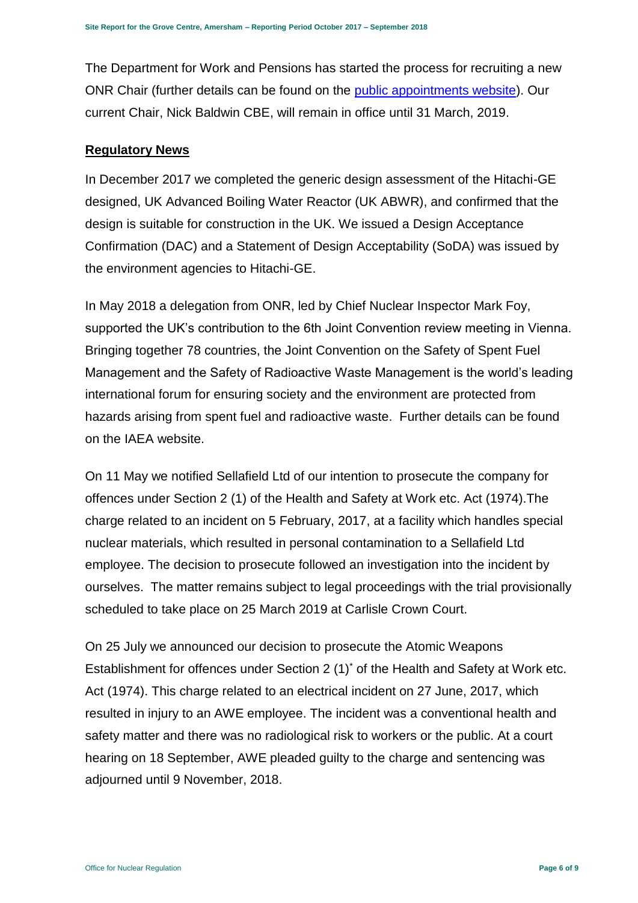The Department for Work and Pensions has started the process for recruiting a new ONR Chair (further details can be found on the [public appointments website](#)). Our current Chair, Nick Baldwin CBE, will remain in office until 31 March, 2019.

## Regulatory News

In December 2017 we completed the generic design assessment of the Hitachi-GE designed, UK Advanced Boiling Water Reactor (UK ABWR), and confirmed that the design is suitable for construction in the UK. We issued a Design Acceptance Confirmation (DAC) and a Statement of Design Acceptability (SoDA) was issued by the environment agencies to Hitachi-GE.

In May 2018 a delegation from ONR, led by Chief Nuclear Inspector Mark Foy, supported the UK's contribution to the 6th Joint Convention review meeting in Vienna. Bringing together 78 countries, the Joint Convention on the Safety of Spent Fuel Management and the Safety of Radioactive Waste Management is the world's leading international forum for ensuring society and the environment are protected from hazards arising from spent fuel and radioactive waste. Further details can be found on the IAEA website.

On 11 May we notified Sellafield Ltd of our intention to prosecute the company for offences under Section 2 (1) of the Health and Safety at Work etc. Act (1974).The charge related to an incident on 5 February, 2017, at a facility which handles special nuclear materials, which resulted in personal contamination to a Sellafield Ltd employee. The decision to prosecute followed an investigation into the incident by ourselves. The matter remains subject to legal proceedings with the trial provisionally scheduled to take place on 25 March 2019 at Carlisle Crown Court.

On 25 July we announced our decision to prosecute the Atomic Weapons Establishment for offences under Section 2 (1)* of the Health and Safety at Work etc. Act (1974). This charge related to an electrical incident on 27 June, 2017, which resulted in injury to an AWE employee. The incident was a conventional health and safety matter and there was no radiological risk to workers or the public. At a court hearing on 18 September, AWE pleaded guilty to the charge and sentencing was adjourned until 9 November, 2018.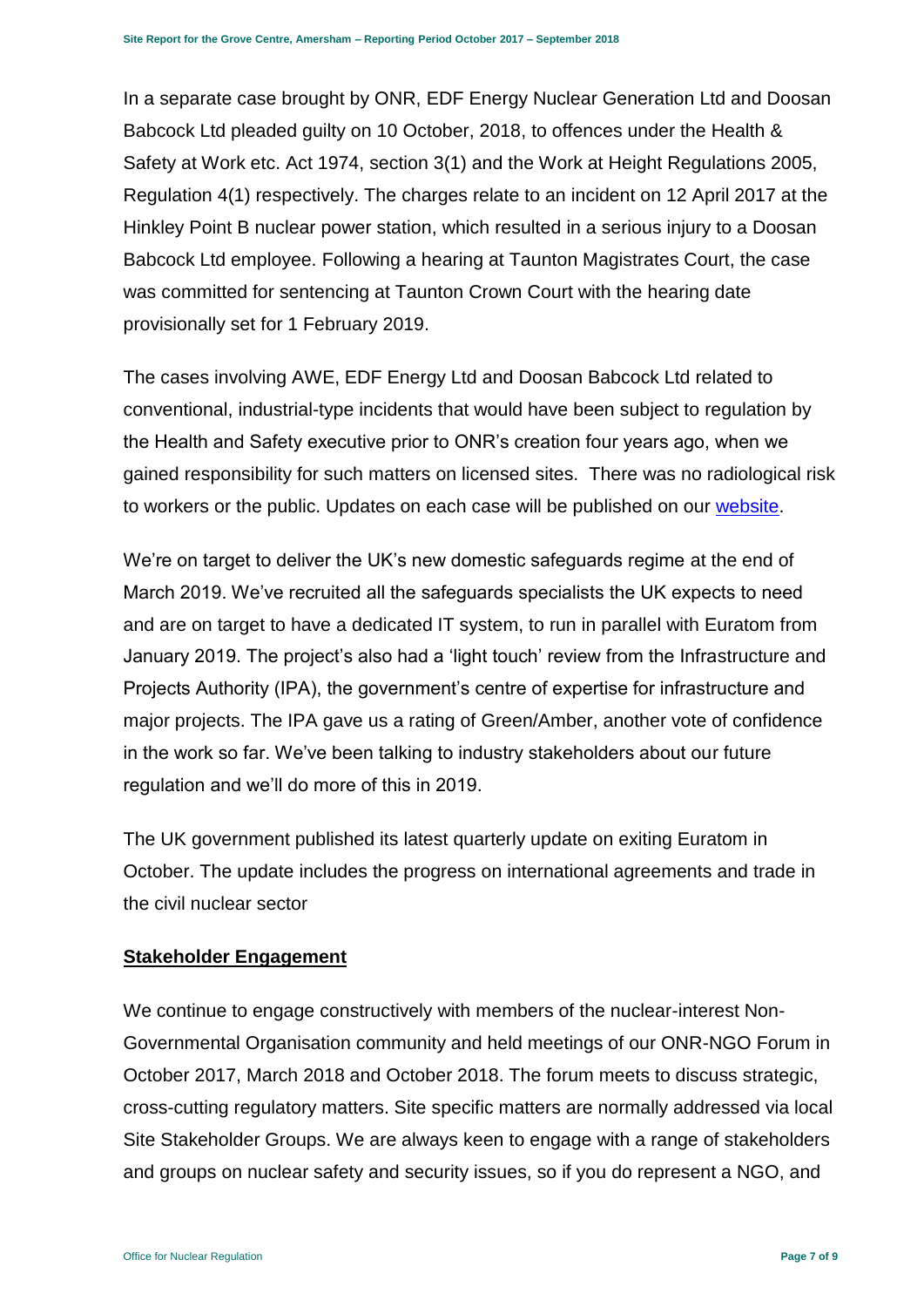In a separate case brought by ONR, EDF Energy Nuclear Generation Ltd and Doosan Babcock Ltd pleaded guilty on 10 October, 2018, to offences under the Health & Safety at Work etc. Act 1974, section 3(1) and the Work at Height Regulations 2005, Regulation 4(1) respectively. The charges relate to an incident on 12 April 2017 at the Hinkley Point B nuclear power station, which resulted in a serious injury to a Doosan Babcock Ltd employee. Following a hearing at Taunton Magistrates Court, the case was committed for sentencing at Taunton Crown Court with the hearing date provisionally set for 1 February 2019.

The cases involving AWE, EDF Energy Ltd and Doosan Babcock Ltd related to conventional, industrial-type incidents that would have been subject to regulation by the Health and Safety executive prior to ONR's creation four years ago, when we gained responsibility for such matters on licensed sites. There was no radiological risk to workers or the public. Updates on each case will be published on our [website](website).

We're on target to deliver the UK's new domestic safeguards regime at the end of March 2019. We've recruited all the safeguards specialists the UK expects to need and are on target to have a dedicated IT system, to run in parallel with Euratom from January 2019. The project's also had a 'light touch' review from the Infrastructure and Projects Authority (IPA), the government's centre of expertise for infrastructure and major projects. The IPA gave us a rating of Green/Amber, another vote of confidence in the work so far. We've been talking to industry stakeholders about our future regulation and we'll do more of this in 2019.

The UK government published its latest quarterly update on exiting Euratom in October. The update includes the progress on international agreements and trade in the civil nuclear sector

## Stakeholder Engagement

We continue to engage constructively with members of the nuclear-interest Non-Governmental Organisation community and held meetings of our ONR-NGO Forum in October 2017, March 2018 and October 2018. The forum meets to discuss strategic, cross-cutting regulatory matters. Site specific matters are normally addressed via local Site Stakeholder Groups. We are always keen to engage with a range of stakeholders and groups on nuclear safety and security issues, so if you do represent a NGO, and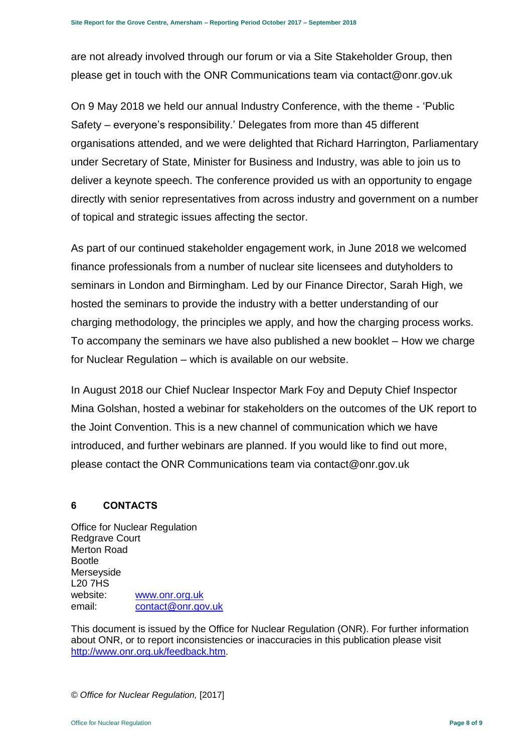are not already involved through our forum or via a Site Stakeholder Group, then please get in touch with the ONR Communications team via contact@onr.gov.uk

On 9 May 2018 we held our annual Industry Conference, with the theme - 'Public Safety – everyone's responsibility.' Delegates from more than 45 different organisations attended, and we were delighted that Richard Harrington, Parliamentary under Secretary of State, Minister for Business and Industry, was able to join us to deliver a keynote speech. The conference provided us with an opportunity to engage directly with senior representatives from across industry and government on a number of topical and strategic issues affecting the sector.

As part of our continued stakeholder engagement work, in June 2018 we welcomed finance professionals from a number of nuclear site licensees and dutyholders to seminars in London and Birmingham. Led by our Finance Director, Sarah High, we hosted the seminars to provide the industry with a better understanding of our charging methodology, the principles we apply, and how the charging process works. To accompany the seminars we have also published a new booklet – How we charge for Nuclear Regulation – which is available on our website.

In August 2018 our Chief Nuclear Inspector Mark Foy and Deputy Chief Inspector Mina Golshan, hosted a webinar for stakeholders on the outcomes of the UK report to the Joint Convention. This is a new channel of communication which we have introduced, and further webinars are planned. If you would like to find out more, please contact the ONR Communications team via contact@onr.gov.uk

## 6 CONTACTS

Office for Nuclear Regulation
Redgrave Court
Merton Road
Bootle
Merseyside
L20 7HS
website: [www.onr.org.uk](http://www.onr.org.uk)
email: [contact@onr.gov.uk](mailto:contact@onr.gov.uk)

This document is issued by the Office for Nuclear Regulation (ONR). For further information about ONR, or to report inconsistencies or inaccuracies in this publication please visit [http://www.onr.org.uk/feedback.htm](http://www.onr.org.uk/feedback.htm).

© *Office for Nuclear Regulation,* [2017]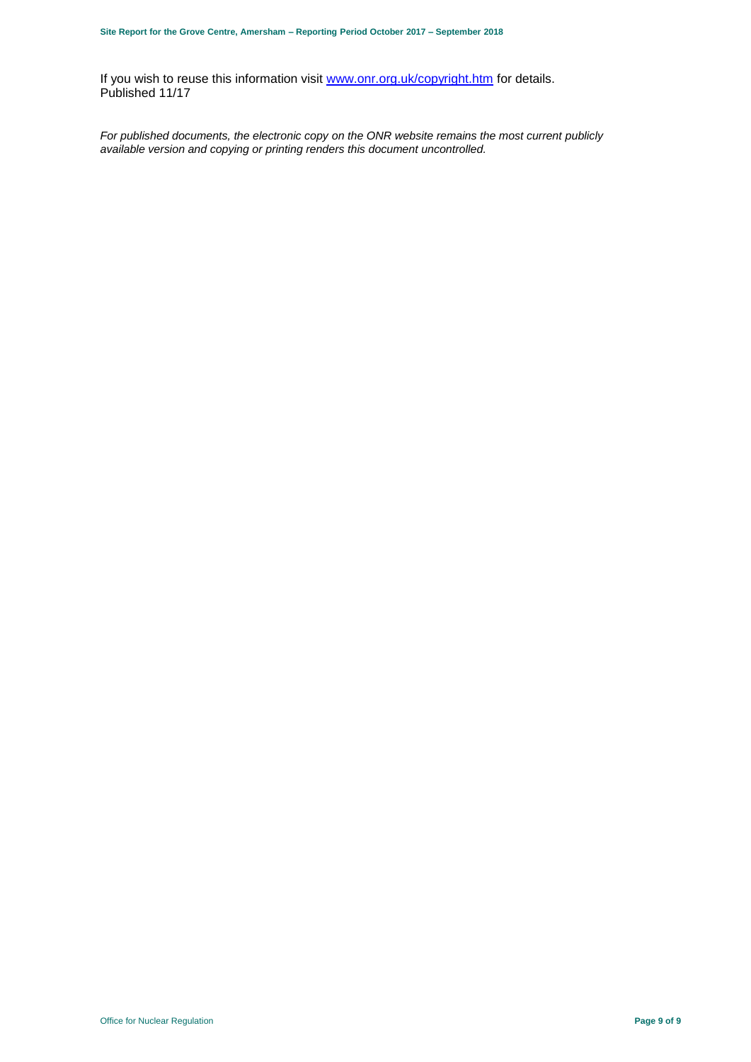If you wish to reuse this information visit [www.onr.org.uk/copyright.htm](http://www.onr.org.uk/copyright.htm) for details.
Published 11/17

*For published documents, the electronic copy on the ONR website remains the most current publicly available version and copying or printing renders this document uncontrolled.*